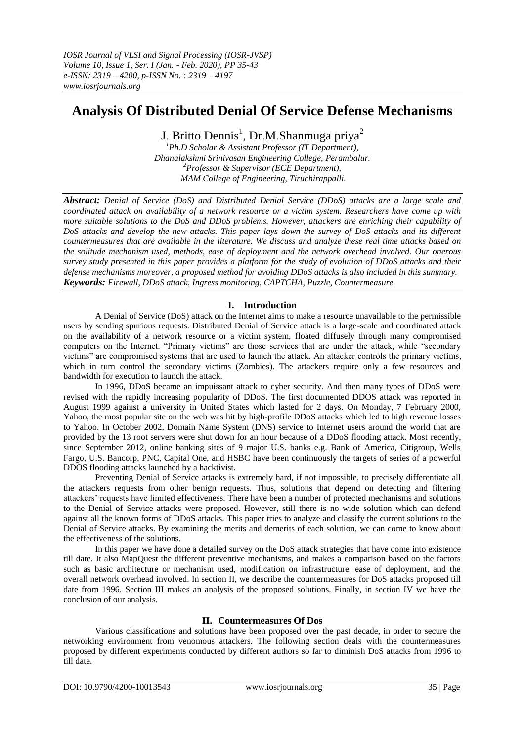# Analysis Of Distributed Denial Of Service Defense Mechanisms

J. Britto Dennis[1], Dr.M.Shanmuga priya[2]

[1]*Ph.D Scholar & Assistant Professor (IT Department), Dhanalakshmi Srinivasan Engineering College, Perambalur.*
[2]*Professor & Supervisor (ECE Department), MAM College of Engineering, Tiruchirappalli.*

***Abstract:*** *Denial of Service (DoS) and Distributed Denial Service (DDoS) attacks are a large scale and coordinated attack on availability of a network resource or a victim system. Researchers have come up with more suitable solutions to the DoS and DDoS problems. However, attackers are enriching their capability of DoS attacks and develop the new attacks. This paper lays down the survey of DoS attacks and its different countermeasures that are available in the literature. We discuss and analyze these real time attacks based on the solitude mechanism used, methods, ease of deployment and the network overhead involved. Our onerous survey study presented in this paper provides a platform for the study of evolution of DDoS attacks and their defense mechanisms moreover, a proposed method for avoiding DDoS attacks is also included in this summary.*

***Keywords:*** *Firewall, DDoS attack, Ingress monitoring, CAPTCHA, Puzzle, Countermeasure.*

## I. Introduction

A Denial of Service (DoS) attack on the Internet aims to make a resource unavailable to the permissible users by sending spurious requests. Distributed Denial of Service attack is a large-scale and coordinated attack on the availability of a network resource or a victim system, floated diffusely through many compromised computers on the Internet. "Primary victims" are those services that are under the attack, while "secondary victims" are compromised systems that are used to launch the attack. An attacker controls the primary victims, which in turn control the secondary victims (Zombies). The attackers require only a few resources and bandwidth for execution to launch the attack.

In 1996, DDoS became an impuissant attack to cyber security. And then many types of DDoS were revised with the rapidly increasing popularity of DDoS. The first documented DDOS attack was reported in August 1999 against a university in United States which lasted for 2 days. On Monday, 7 February 2000, Yahoo, the most popular site on the web was hit by high-profile DDoS attacks which led to high revenue losses to Yahoo. In October 2002, Domain Name System (DNS) service to Internet users around the world that are provided by the 13 root servers were shut down for an hour because of a DDoS flooding attack. Most recently, since September 2012, online banking sites of 9 major U.S. banks e.g. Bank of America, Citigroup, Wells Fargo, U.S. Bancorp, PNC, Capital One, and HSBC have been continuously the targets of series of a powerful DDOS flooding attacks launched by a hacktivist.

Preventing Denial of Service attacks is extremely hard, if not impossible, to precisely differentiate all the attackers requests from other benign requests. Thus, solutions that depend on detecting and filtering attackers' requests have limited effectiveness. There have been a number of protected mechanisms and solutions to the Denial of Service attacks were proposed. However, still there is no wide solution which can defend against all the known forms of DDoS attacks. This paper tries to analyze and classify the current solutions to the Denial of Service attacks. By examining the merits and demerits of each solution, we can come to know about the effectiveness of the solutions.

In this paper we have done a detailed survey on the DoS attack strategies that have come into existence till date. It also MapQuest the different preventive mechanisms, and makes a comparison based on the factors such as basic architecture or mechanism used, modification on infrastructure, ease of deployment, and the overall network overhead involved. In section II, we describe the countermeasures for DoS attacks proposed till date from 1996. Section III makes an analysis of the proposed solutions. Finally, in section IV we have the conclusion of our analysis.

## II. Countermeasures Of Dos

Various classifications and solutions have been proposed over the past decade, in order to secure the networking environment from venomous attackers. The following section deals with the countermeasures proposed by different experiments conducted by different authors so far to diminish DoS attacks from 1996 to till date.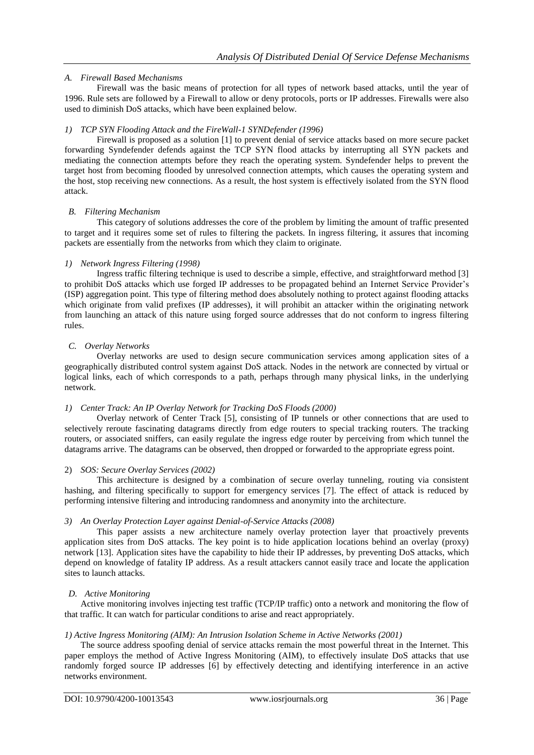### A. Firewall Based Mechanisms

Firewall was the basic means of protection for all types of network based attacks, until the year of 1996. Rule sets are followed by a Firewall to allow or deny protocols, ports or IP addresses. Firewalls were also used to diminish DoS attacks, which have been explained below.

#### 1) TCP SYN Flooding Attack and the FireWall-1 SYNDefender (1996)

Firewall is proposed as a solution [1] to prevent denial of service attacks based on more secure packet forwarding Syndefender defends against the TCP SYN flood attacks by interrupting all SYN packets and mediating the connection attempts before they reach the operating system. Syndefender helps to prevent the target host from becoming flooded by unresolved connection attempts, which causes the operating system and the host, stop receiving new connections. As a result, the host system is effectively isolated from the SYN flood attack.

### B. Filtering Mechanism

This category of solutions addresses the core of the problem by limiting the amount of traffic presented to target and it requires some set of rules to filtering the packets. In ingress filtering, it assures that incoming packets are essentially from the networks from which they claim to originate.

#### 1) Network Ingress Filtering (1998)

Ingress traffic filtering technique is used to describe a simple, effective, and straightforward method [3] to prohibit DoS attacks which use forged IP addresses to be propagated behind an Internet Service Provider's (ISP) aggregation point. This type of filtering method does absolutely nothing to protect against flooding attacks which originate from valid prefixes (IP addresses), it will prohibit an attacker within the originating network from launching an attack of this nature using forged source addresses that do not conform to ingress filtering rules.

### C. Overlay Networks

Overlay networks are used to design secure communication services among application sites of a geographically distributed control system against DoS attack. Nodes in the network are connected by virtual or logical links, each of which corresponds to a path, perhaps through many physical links, in the underlying network.

#### 1) Center Track: An IP Overlay Network for Tracking DoS Floods (2000)

Overlay network of Center Track [5], consisting of IP tunnels or other connections that are used to selectively reroute fascinating datagrams directly from edge routers to special tracking routers. The tracking routers, or associated sniffers, can easily regulate the ingress edge router by perceiving from which tunnel the datagrams arrive. The datagrams can be observed, then dropped or forwarded to the appropriate egress point.

#### 2) SOS: Secure Overlay Services (2002)

This architecture is designed by a combination of secure overlay tunneling, routing via consistent hashing, and filtering specifically to support for emergency services [7]. The effect of attack is reduced by performing intensive filtering and introducing randomness and anonymity into the architecture.

#### 3) An Overlay Protection Layer against Denial-of-Service Attacks (2008)

This paper assists a new architecture namely overlay protection layer that proactively prevents application sites from DoS attacks. The key point is to hide application locations behind an overlay (proxy) network [13]. Application sites have the capability to hide their IP addresses, by preventing DoS attacks, which depend on knowledge of fatality IP address. As a result attackers cannot easily trace and locate the application sites to launch attacks.

### D. Active Monitoring

Active monitoring involves injecting test traffic (TCP/IP traffic) onto a network and monitoring the flow of that traffic. It can watch for particular conditions to arise and react appropriately.

#### 1) Active Ingress Monitoring (AIM): An Intrusion Isolation Scheme in Active Networks (2001)

The source address spoofing denial of service attacks remain the most powerful threat in the Internet. This paper employs the method of Active Ingress Monitoring (AIM), to effectively insulate DoS attacks that use randomly forged source IP addresses [6] by effectively detecting and identifying interference in an active networks environment.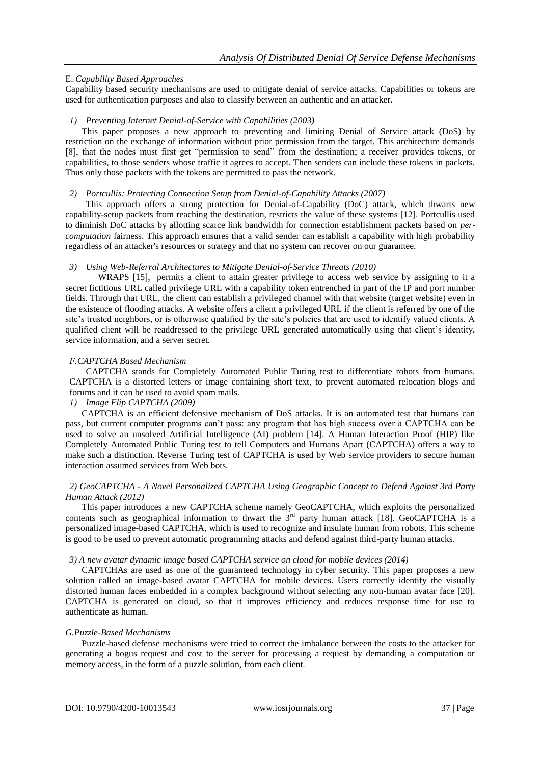### E. *Capability Based Approaches*

Capability based security mechanisms are used to mitigate denial of service attacks. Capabilities or tokens are used for authentication purposes and also to classify between an authentic and an attacker.

#### *1) Preventing Internet Denial-of-Service with Capabilities (2003)*

This paper proposes a new approach to preventing and limiting Denial of Service attack (DoS) by restriction on the exchange of information without prior permission from the target. This architecture demands [8], that the nodes must first get "permission to send" from the destination; a receiver provides tokens, or capabilities, to those senders whose traffic it agrees to accept. Then senders can include these tokens in packets. Thus only those packets with the tokens are permitted to pass the network.

#### *2) Portcullis: Protecting Connection Setup from Denial-of-Capability Attacks (2007)*

This approach offers a strong protection for Denial-of-Capability (DoC) attack, which thwarts new capability-setup packets from reaching the destination, restricts the value of these systems [12]. Portcullis used to diminish DoC attacks by allotting scarce link bandwidth for connection establishment packets based on *per-computation* fairness. This approach ensures that a valid sender can establish a capability with high probability regardless of an attacker's resources or strategy and that no system can recover on our guarantee.

#### *3) Using Web-Referral Architectures to Mitigate Denial-of-Service Threats (2010)*

WRAPS [15], permits a client to attain greater privilege to access web service by assigning to it a secret fictitious URL called privilege URL with a capability token entrenched in part of the IP and port number fields. Through that URL, the client can establish a privileged channel with that website (target website) even in the existence of flooding attacks. A website offers a client a privileged URL if the client is referred by one of the site's trusted neighbors, or is otherwise qualified by the site's policies that are used to identify valued clients. A qualified client will be readdressed to the privilege URL generated automatically using that client's identity, service information, and a server secret.

### *F.CAPTCHA Based Mechanism*

CAPTCHA stands for Completely Automated Public Turing test to differentiate robots from humans. CAPTCHA is a distorted letters or image containing short text, to prevent automated relocation blogs and forums and it can be used to avoid spam mails.

#### *1) Image Flip CAPTCHA (2009)*

CAPTCHA is an efficient defensive mechanism of DoS attacks. It is an automated test that humans can pass, but current computer programs can't pass: any program that has high success over a CAPTCHA can be used to solve an unsolved Artificial Intelligence (AI) problem [14]. A Human Interaction Proof (HIP) like Completely Automated Public Turing test to tell Computers and Humans Apart (CAPTCHA) offers a way to make such a distinction. Reverse Turing test of CAPTCHA is used by Web service providers to secure human interaction assumed services from Web bots.

#### *2) GeoCAPTCHA - A Novel Personalized CAPTCHA Using Geographic Concept to Defend Against 3rd Party Human Attack (2012)*

This paper introduces a new CAPTCHA scheme namely GeoCAPTCHA, which exploits the personalized contents such as geographical information to thwart the 3rd party human attack [18]. GeoCAPTCHA is a personalized image-based CAPTCHA, which is used to recognize and insulate human from robots. This scheme is good to be used to prevent automatic programming attacks and defend against third-party human attacks.

#### *3) A new avatar dynamic image based CAPTCHA service on cloud for mobile devices (2014)*

CAPTCHAs are used as one of the guaranteed technology in cyber security. This paper proposes a new solution called an image-based avatar CAPTCHA for mobile devices. Users correctly identify the visually distorted human faces embedded in a complex background without selecting any non-human avatar face [20]. CAPTCHA is generated on cloud, so that it improves efficiency and reduces response time for use to authenticate as human.

### *G.Puzzle-Based Mechanisms*

Puzzle-based defense mechanisms were tried to correct the imbalance between the costs to the attacker for generating a bogus request and cost to the server for processing a request by demanding a computation or memory access, in the form of a puzzle solution, from each client.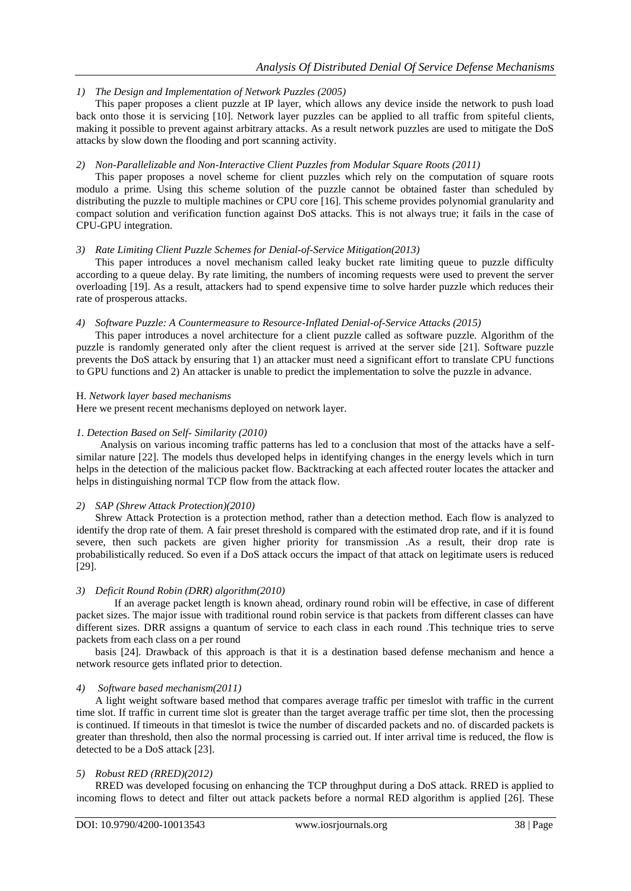*1) The Design and Implementation of Network Puzzles (2005)*

This paper proposes a client puzzle at IP layer, which allows any device inside the network to push load back onto those it is servicing [10]. Network layer puzzles can be applied to all traffic from spiteful clients, making it possible to prevent against arbitrary attacks. As a result network puzzles are used to mitigate the DoS attacks by slow down the flooding and port scanning activity.

*2) Non-Parallelizable and Non-Interactive Client Puzzles from Modular Square Roots (2011)*

This paper proposes a novel scheme for client puzzles which rely on the computation of square roots modulo a prime. Using this scheme solution of the puzzle cannot be obtained faster than scheduled by distributing the puzzle to multiple machines or CPU core [16]. This scheme provides polynomial granularity and compact solution and verification function against DoS attacks. This is not always true; it fails in the case of CPU-GPU integration.

*3) Rate Limiting Client Puzzle Schemes for Denial-of-Service Mitigation(2013)*

This paper introduces a novel mechanism called leaky bucket rate limiting queue to puzzle difficulty according to a queue delay. By rate limiting, the numbers of incoming requests were used to prevent the server overloading [19]. As a result, attackers had to spend expensive time to solve harder puzzle which reduces their rate of prosperous attacks.

*4) Software Puzzle: A Countermeasure to Resource-Inflated Denial-of-Service Attacks (2015)*

This paper introduces a novel architecture for a client puzzle called as software puzzle. Algorithm of the puzzle is randomly generated only after the client request is arrived at the server side [21]. Software puzzle prevents the DoS attack by ensuring that 1) an attacker must need a significant effort to translate CPU functions to GPU functions and 2) An attacker is unable to predict the implementation to solve the puzzle in advance.

H. *Network layer based mechanisms*

Here we present recent mechanisms deployed on network layer.

*1. Detection Based on Self- Similarity (2010)*

Analysis on various incoming traffic patterns has led to a conclusion that most of the attacks have a self-similar nature [22]. The models thus developed helps in identifying changes in the energy levels which in turn helps in the detection of the malicious packet flow. Backtracking at each affected router locates the attacker and helps in distinguishing normal TCP flow from the attack flow.

*2) SAP (Shrew Attack Protection)(2010)*

Shrew Attack Protection is a protection method, rather than a detection method. Each flow is analyzed to identify the drop rate of them. A fair preset threshold is compared with the estimated drop rate, and if it is found severe, then such packets are given higher priority for transmission .As a result, their drop rate is probabilistically reduced. So even if a DoS attack occurs the impact of that attack on legitimate users is reduced [29].

*3) Deficit Round Robin (DRR) algorithm(2010)*

If an average packet length is known ahead, ordinary round robin will be effective, in case of different packet sizes. The major issue with traditional round robin service is that packets from different classes can have different sizes. DRR assigns a quantum of service to each class in each round .This technique tries to serve packets from each class on a per round basis [24]. Drawback of this approach is that it is a destination based defense mechanism and hence a network resource gets inflated prior to detection.

*4) Software based mechanism(2011)*

A light weight software based method that compares average traffic per timeslot with traffic in the current time slot. If traffic in current time slot is greater than the target average traffic per time slot, then the processing is continued. If timeouts in that timeslot is twice the number of discarded packets and no. of discarded packets is greater than threshold, then also the normal processing is carried out. If inter arrival time is reduced, the flow is detected to be a DoS attack [23].

*5) Robust RED (RRED)(2012)*

RRED was developed focusing on enhancing the TCP throughput during a DoS attack. RRED is applied to incoming flows to detect and filter out attack packets before a normal RED algorithm is applied [26]. These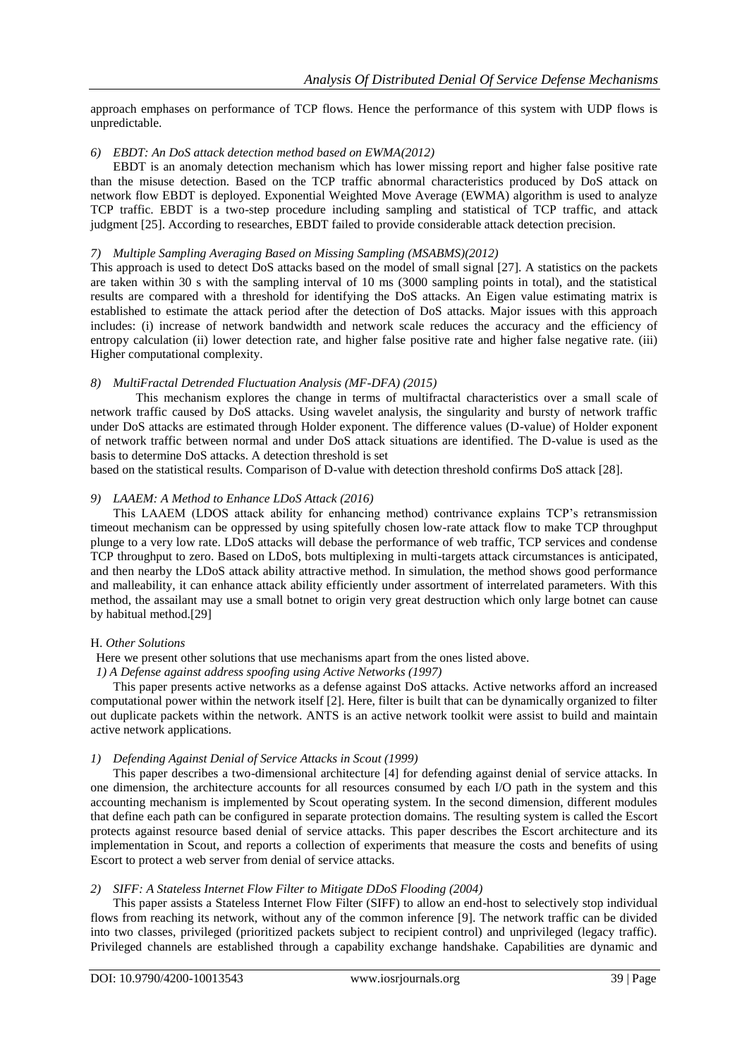approach emphases on performance of TCP flows. Hence the performance of this system with UDP flows is unpredictable.

#### *6) EBDT: An DoS attack detection method based on EWMA(2012)*

EBDT is an anomaly detection mechanism which has lower missing report and higher false positive rate than the misuse detection. Based on the TCP traffic abnormal characteristics produced by DoS attack on network flow EBDT is deployed. Exponential Weighted Move Average (EWMA) algorithm is used to analyze TCP traffic. EBDT is a two-step procedure including sampling and statistical of TCP traffic, and attack judgment [25]. According to researches, EBDT failed to provide considerable attack detection precision.

#### *7) Multiple Sampling Averaging Based on Missing Sampling (MSABMS)(2012)*

This approach is used to detect DoS attacks based on the model of small signal [27]. A statistics on the packets are taken within 30 s with the sampling interval of 10 ms (3000 sampling points in total), and the statistical results are compared with a threshold for identifying the DoS attacks. An Eigen value estimating matrix is established to estimate the attack period after the detection of DoS attacks. Major issues with this approach includes: (i) increase of network bandwidth and network scale reduces the accuracy and the efficiency of entropy calculation (ii) lower detection rate, and higher false positive rate and higher false negative rate. (iii) Higher computational complexity.

#### *8) MultiFractal Detrended Fluctuation Analysis (MF-DFA) (2015)*

This mechanism explores the change in terms of multifractal characteristics over a small scale of network traffic caused by DoS attacks. Using wavelet analysis, the singularity and bursty of network traffic under DoS attacks are estimated through Holder exponent. The difference values (D-value) of Holder exponent of network traffic between normal and under DoS attack situations are identified. The D-value is used as the basis to determine DoS attacks. A detection threshold is set based on the statistical results. Comparison of D-value with detection threshold confirms DoS attack [28].

#### *9) LAAEM: A Method to Enhance LDoS Attack (2016)*

This LAAEM (LDOS attack ability for enhancing method) contrivance explains TCP's retransmission timeout mechanism can be oppressed by using spitefully chosen low-rate attack flow to make TCP throughput plunge to a very low rate. LDoS attacks will debase the performance of web traffic, TCP services and condense TCP throughput to zero. Based on LDoS, bots multiplexing in multi-targets attack circumstances is anticipated, and then nearby the LDoS attack ability attractive method. In simulation, the method shows good performance and malleability, it can enhance attack ability efficiently under assortment of interrelated parameters. With this method, the assailant may use a small botnet to origin very great destruction which only large botnet can cause by habitual method.[29]

### H. *Other Solutions*

Here we present other solutions that use mechanisms apart from the ones listed above.

#### *1) A Defense against address spoofing using Active Networks (1997)*

This paper presents active networks as a defense against DoS attacks. Active networks afford an increased computational power within the network itself [2]. Here, filter is built that can be dynamically organized to filter out duplicate packets within the network. ANTS is an active network toolkit were assist to build and maintain active network applications.

#### *1) Defending Against Denial of Service Attacks in Scout (1999)*

This paper describes a two-dimensional architecture [4] for defending against denial of service attacks. In one dimension, the architecture accounts for all resources consumed by each I/O path in the system and this accounting mechanism is implemented by Scout operating system. In the second dimension, different modules that define each path can be configured in separate protection domains. The resulting system is called the Escort protects against resource based denial of service attacks. This paper describes the Escort architecture and its implementation in Scout, and reports a collection of experiments that measure the costs and benefits of using Escort to protect a web server from denial of service attacks.

#### *2) SIFF: A Stateless Internet Flow Filter to Mitigate DDoS Flooding (2004)*

This paper assists a Stateless Internet Flow Filter (SIFF) to allow an end-host to selectively stop individual flows from reaching its network, without any of the common inference [9]. The network traffic can be divided into two classes, privileged (prioritized packets subject to recipient control) and unprivileged (legacy traffic). Privileged channels are established through a capability exchange handshake. Capabilities are dynamic and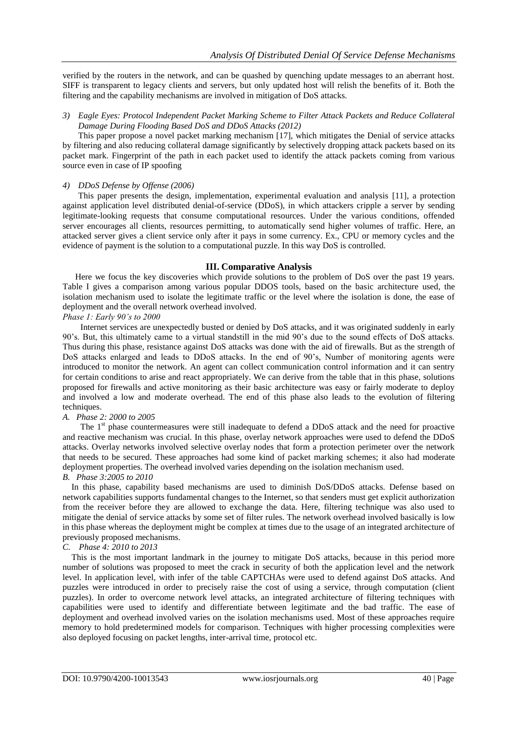verified by the routers in the network, and can be quashed by quenching update messages to an aberrant host. SIFF is transparent to legacy clients and servers, but only updated host will relish the benefits of it. Both the filtering and the capability mechanisms are involved in mitigation of DoS attacks.

*3) Eagle Eyes: Protocol Independent Packet Marking Scheme to Filter Attack Packets and Reduce Collateral Damage During Flooding Based DoS and DDoS Attacks (2012)*

This paper propose a novel packet marking mechanism [17], which mitigates the Denial of service attacks by filtering and also reducing collateral damage significantly by selectively dropping attack packets based on its packet mark. Fingerprint of the path in each packet used to identify the attack packets coming from various source even in case of IP spoofing

*4) DDoS Defense by Offense (2006)*

This paper presents the design, implementation, experimental evaluation and analysis [11], a protection against application level distributed denial-of-service (DDoS), in which attackers cripple a server by sending legitimate-looking requests that consume computational resources. Under the various conditions, offended server encourages all clients, resources permitting, to automatically send higher volumes of traffic. Here, an attacked server gives a client service only after it pays in some currency. Ex., CPU or memory cycles and the evidence of payment is the solution to a computational puzzle. In this way DoS is controlled.

## III. Comparative Analysis

Here we focus the key discoveries which provide solutions to the problem of DoS over the past 19 years. Table I gives a comparison among various popular DDOS tools, based on the basic architecture used, the isolation mechanism used to isolate the legitimate traffic or the level where the isolation is done, the ease of deployment and the overall network overhead involved.

*Phase 1: Early 90's to 2000*

Internet services are unexpectedly busted or denied by DoS attacks, and it was originated suddenly in early 90's. But, this ultimately came to a virtual standstill in the mid 90's due to the sound effects of DoS attacks. Thus during this phase, resistance against DoS attacks was done with the aid of firewalls. But as the strength of DoS attacks enlarged and leads to DDoS attacks. In the end of 90's, Number of monitoring agents were introduced to monitor the network. An agent can collect communication control information and it can sentry for certain conditions to arise and react appropriately. We can derive from the table that in this phase, solutions proposed for firewalls and active monitoring as their basic architecture was easy or fairly moderate to deploy and involved a low and moderate overhead. The end of this phase also leads to the evolution of filtering techniques.

*A. Phase 2: 2000 to 2005*

The 1st phase countermeasures were still inadequate to defend a DDoS attack and the need for proactive and reactive mechanism was crucial. In this phase, overlay network approaches were used to defend the DDoS attacks. Overlay networks involved selective overlay nodes that form a protection perimeter over the network that needs to be secured. These approaches had some kind of packet marking schemes; it also had moderate deployment properties. The overhead involved varies depending on the isolation mechanism used.

*B. Phase 3:2005 to 2010*

In this phase, capability based mechanisms are used to diminish DoS/DDoS attacks. Defense based on network capabilities supports fundamental changes to the Internet, so that senders must get explicit authorization from the receiver before they are allowed to exchange the data. Here, filtering technique was also used to mitigate the denial of service attacks by some set of filter rules. The network overhead involved basically is low in this phase whereas the deployment might be complex at times due to the usage of an integrated architecture of previously proposed mechanisms.

*C. Phase 4: 2010 to 2013*

This is the most important landmark in the journey to mitigate DoS attacks, because in this period more number of solutions was proposed to meet the crack in security of both the application level and the network level. In application level, with infer of the table CAPTCHAs were used to defend against DoS attacks. And puzzles were introduced in order to precisely raise the cost of using a service, through computation (client puzzles). In order to overcome network level attacks, an integrated architecture of filtering techniques with capabilities were used to identify and differentiate between legitimate and the bad traffic. The ease of deployment and overhead involved varies on the isolation mechanisms used. Most of these approaches require memory to hold predetermined models for comparison. Techniques with higher processing complexities were also deployed focusing on packet lengths, inter-arrival time, protocol etc.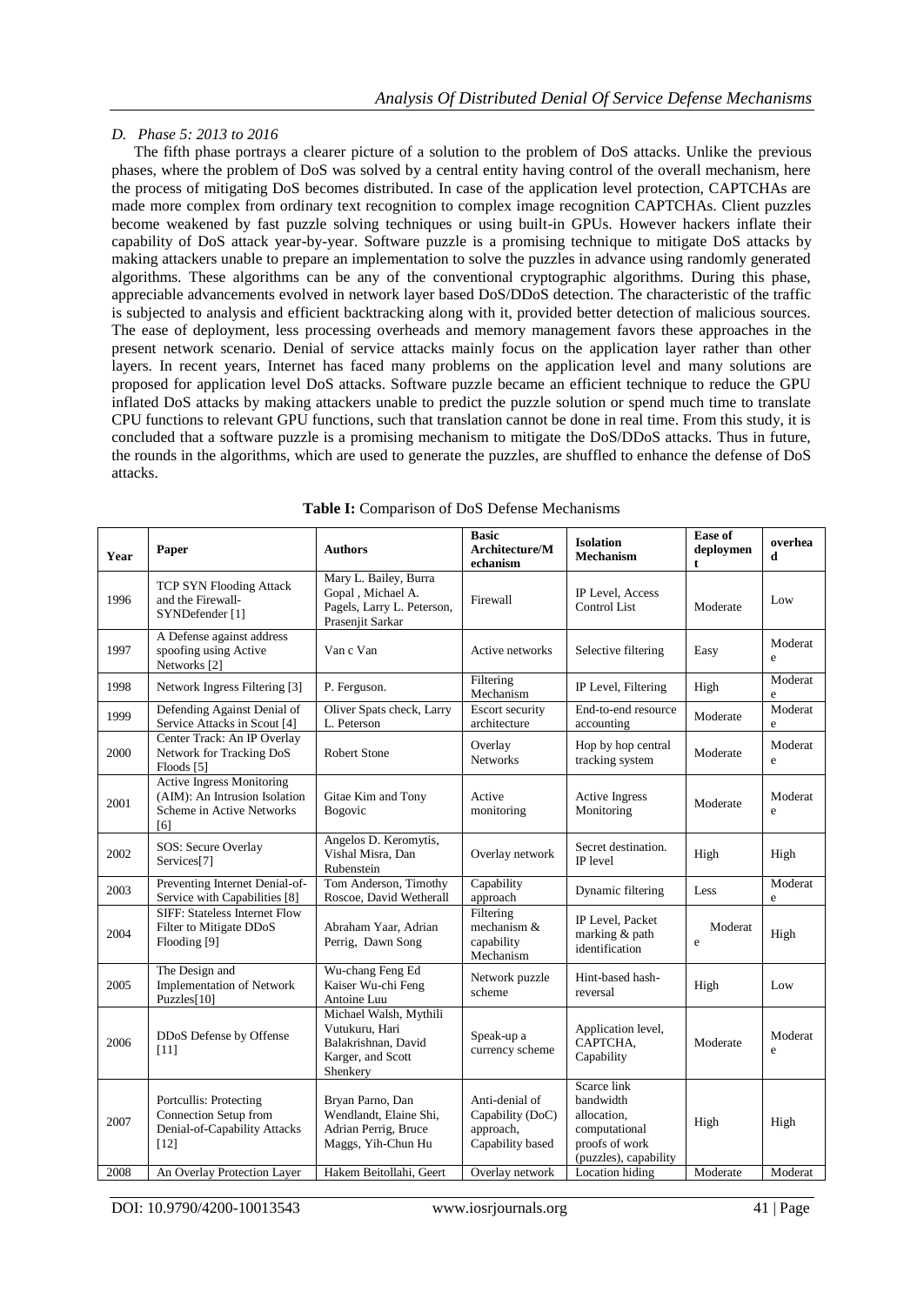### D. Phase 5: 2013 to 2016

The fifth phase portrays a clearer picture of a solution to the problem of DoS attacks. Unlike the previous phases, where the problem of DoS was solved by a central entity having control of the overall mechanism, here the process of mitigating DoS becomes distributed. In case of the application level protection, CAPTCHAs are made more complex from ordinary text recognition to complex image recognition CAPTCHAs. Client puzzles become weakened by fast puzzle solving techniques or using built-in GPUs. However hackers inflate their capability of DoS attack year-by-year. Software puzzle is a promising technique to mitigate DoS attacks by making attackers unable to prepare an implementation to solve the puzzles in advance using randomly generated algorithms. These algorithms can be any of the conventional cryptographic algorithms. During this phase, appreciable advancements evolved in network layer based DoS/DDoS detection. The characteristic of the traffic is subjected to analysis and efficient backtracking along with it, provided better detection of malicious sources. The ease of deployment, less processing overheads and memory management favors these approaches in the present network scenario. Denial of service attacks mainly focus on the application layer rather than other layers. In recent years, Internet has faced many problems on the application level and many solutions are proposed for application level DoS attacks. Software puzzle became an efficient technique to reduce the GPU inflated DoS attacks by making attackers unable to predict the puzzle solution or spend much time to translate CPU functions to relevant GPU functions, such that translation cannot be done in real time. From this study, it is concluded that a software puzzle is a promising mechanism to mitigate the DoS/DDoS attacks. Thus in future, the rounds in the algorithms, which are used to generate the puzzles, are shuffled to enhance the defense of DoS attacks.

**Table I:** Comparison of DoS Defense Mechanisms

| Year | Paper | Authors | Basic Architecture/Mechanism | Isolation Mechanism | Ease of deployment | overhead |
|---|---|---|---|---|---|---|
| 1996 | TCP SYN Flooding Attack and the Firewall-SYNDefender [1] | Mary L. Bailey, Burra Gopal , Michael A. Pagels, Larry L. Peterson, Prasenjit Sarkar | Firewall | IP Level, Access Control List | Moderate | Low |
| 1997 | A Defense against address spoofing using Active Networks [2] | Van c Van | Active networks | Selective filtering | Easy | Moderate |
| 1998 | Network Ingress Filtering [3] | P. Ferguson. | Filtering Mechanism | IP Level, Filtering | High | Moderate |
| 1999 | Defending Against Denial of Service Attacks in Scout [4] | Oliver Spats check, Larry L. Peterson | Escort security architecture | End-to-end resource accounting | Moderate | Moderate |
| 2000 | Center Track: An IP Overlay Network for Tracking DoS Floods [5] | Robert Stone | Overlay Networks | Hop by hop central tracking system | Moderate | Moderate |
| 2001 | Active Ingress Monitoring (AIM): An Intrusion Isolation Scheme in Active Networks [6] | Gitae Kim and Tony Bogovic | Active monitoring | Active Ingress Monitoring | Moderate | Moderate |
| 2002 | SOS: Secure Overlay Services[7] | Angelos D. Keromytis, Vishal Misra, Dan Rubenstein | Overlay network | Secret destination. IP level | High | High |
| 2003 | Preventing Internet Denial-of-Service with Capabilities [8] | Tom Anderson, Timothy Roscoe, David Wetherall | Capability approach | Dynamic filtering | Less | Moderate |
| 2004 | SIFF: Stateless Internet Flow Filter to Mitigate DDoS Flooding [9] | Abraham Yaar, Adrian Perrig, Dawn Song | Filtering mechanism & capability Mechanism | IP Level, Packet marking & path identification | Moderate | High |
| 2005 | The Design and Implementation of Network Puzzles[10] | Wu-chang Feng Ed Kaiser Wu-chi Feng Antoine Luu | Network puzzle scheme | Hint-based hash-reversal | High | Low |
| 2006 | DDoS Defense by Offense [11] | Michael Walsh, Mythili Vutukuru, Hari Balakrishnan, David Karger, and Scott Shenkery | Speak-up a currency scheme | Application level, CAPTCHA, Capability | Moderate | Moderate |
| 2007 | Portcullis: Protecting Connection Setup from Denial-of-Capability Attacks [12] | Bryan Parno, Dan Wendlandt, Elaine Shi, Adrian Perrig, Bruce Maggs, Yih-Chun Hu | Anti-denial of Capability (DoC) approach, Capability based | Scarce link bandwidth allocation, computational proofs of work (puzzles), capability | High | High |
| 2008 | An Overlay Protection Layer | Hakem Beitollahi, Geert | Overlay network | Location hiding | Moderate | Moderat |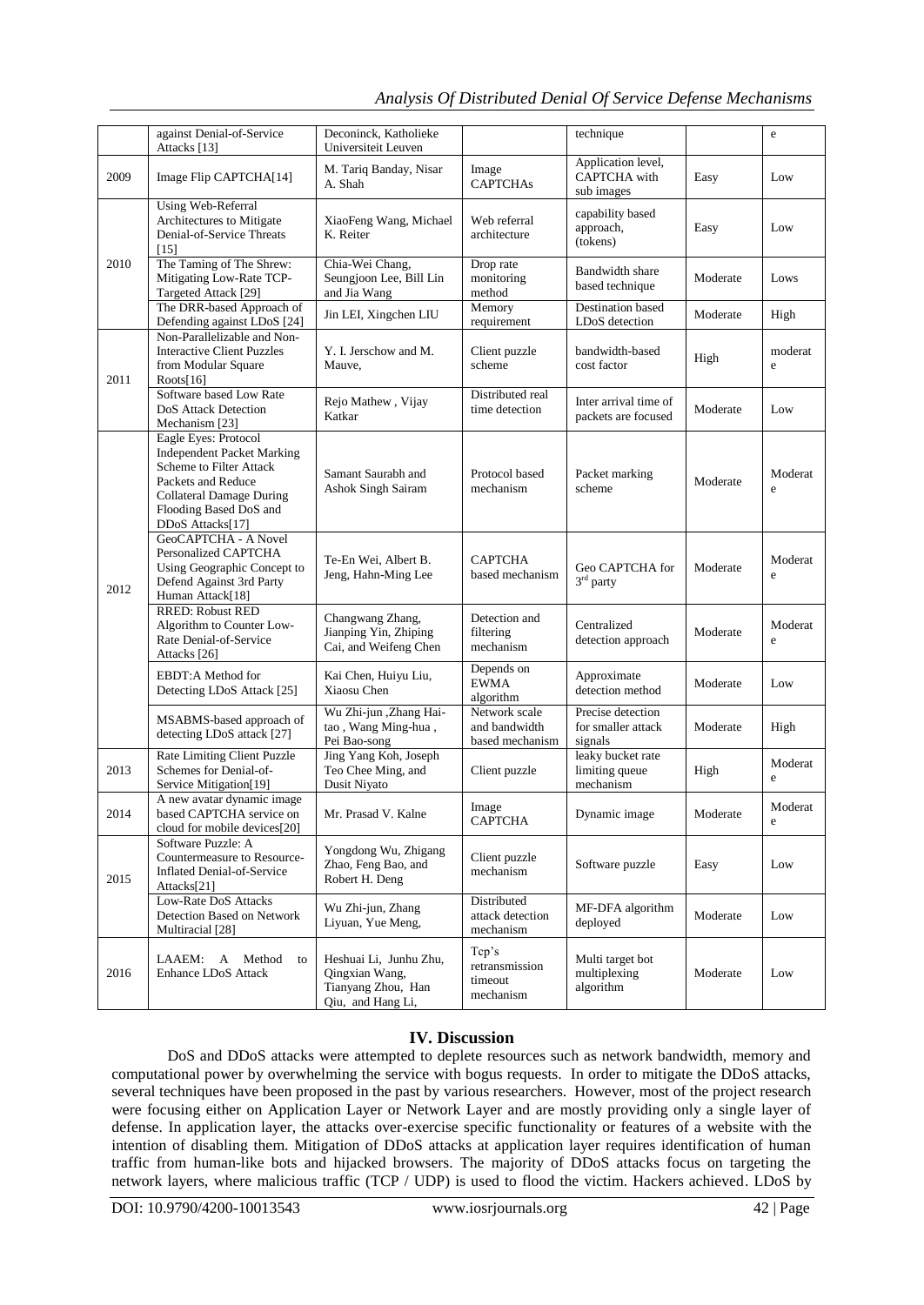| | | | | | | |
|---|---|---|---|---|---|---|
| | against Denial-of-Service Attacks [13] | Deconinck, Katholieke Universiteit Leuven | | technique | | e |
| 2009 | Image Flip CAPTCHA[14] | M. Tariq Banday, Nisar A. Shah | Image CAPTCHAs | Application level, CAPTCHA with sub images | Easy | Low |
| 2010 | Using Web-Referral Architectures to Mitigate Denial-of-Service Threats [15] | XiaoFeng Wang, Michael K. Reiter | Web referral architecture | capability based approach, (tokens) | Easy | Low |
| | The Taming of The Shrew: Mitigating Low-Rate TCP-Targeted Attack [29] | Chia-Wei Chang, Seungjoon Lee, Bill Lin and Jia Wang | Drop rate monitoring method | Bandwidth share based technique | Moderate | Lows |
| | The DRR-based Approach of Defending against LDoS [24] | Jin LEI, Xingchen LIU | Memory requirement | Destination based LDoS detection | Moderate | High |
| 2011 | Non-Parallelizable and Non-Interactive Client Puzzles from Modular Square Roots[16] | Y. I. Jerschow and M. Mauve, | Client puzzle scheme | bandwidth-based cost factor | High | moderat e |
| | Software based Low Rate DoS Attack Detection Mechanism [23] | Rejo Mathew , Vijay Katkar | Distributed real time detection | Inter arrival time of packets are focused | Moderate | Low |
| 2012 | Eagle Eyes: Protocol Independent Packet Marking Scheme to Filter Attack Packets and Reduce Collateral Damage During Flooding Based DoS and DDoS Attacks[17] | Samant Saurabh and Ashok Singh Sairam | Protocol based mechanism | Packet marking scheme | Moderate | Moderat e |
| | GeoCAPTCHA - A Novel Personalized CAPTCHA Using Geographic Concept to Defend Against 3rd Party Human Attack[18] | Te-En Wei, Albert B. Jeng, Hahn-Ming Lee | CAPTCHA based mechanism | Geo CAPTCHA for 3rd party | Moderate | Moderat e |
| | RRED: Robust RED Algorithm to Counter Low-Rate Denial-of-Service Attacks [26] | Changwang Zhang, Jianping Yin, Zhiping Cai, and Weifeng Chen | Detection and filtering mechanism | Centralized detection approach | Moderate | Moderat e |
| | EBDT:A Method for Detecting LDoS Attack [25] | Kai Chen, Huiyu Liu, Xiaosu Chen | Depends on EWMA algorithm | Approximate detection method | Moderate | Low |
| | MSABMS-based approach of detecting LDoS attack [27] | Wu Zhi-jun ,Zhang Hai-tao , Wang Ming-hua , Pei Bao-song | Network scale and bandwidth based mechanism | Precise detection for smaller attack signals | Moderate | High |
| 2013 | Rate Limiting Client Puzzle Schemes for Denial-of-Service Mitigation[19] | Jing Yang Koh, Joseph Teo Chee Ming, and Dusit Niyato | Client puzzle | leaky bucket rate limiting queue mechanism | High | Moderat e |
| 2014 | A new avatar dynamic image based CAPTCHA service on cloud for mobile devices[20] | Mr. Prasad V. Kalne | Image CAPTCHA | Dynamic image | Moderate | Moderat e |
| 2015 | Software Puzzle: A Countermeasure to Resource-Inflated Denial-of-Service Attacks[21] | Yongdong Wu, Zhigang Zhao, Feng Bao, and Robert H. Deng | Client puzzle mechanism | Software puzzle | Easy | Low |
| | Low-Rate DoS Attacks Detection Based on Network Multifractal [28] | Wu Zhi-jun, Zhang Liyuan, Yue Meng, | Distributed attack detection mechanism | MF-DFA algorithm deployed | Moderate | Low |
| 2016 | LAAEM: A Method to Enhance LDoS Attack | Heshuai Li, Junhu Zhu, Qingxian Wang, Tianyang Zhou, Han Qiu, and Hang Li, | Tcp's retransmission timeout mechanism | Multi target bot multiplexing algorithm | Moderate | Low |

## IV. Discussion

DoS and DDoS attacks were attempted to deplete resources such as network bandwidth, memory and computational power by overwhelming the service with bogus requests. In order to mitigate the DDoS attacks, several techniques have been proposed in the past by various researchers. However, most of the project research were focusing either on Application Layer or Network Layer and are mostly providing only a single layer of defense. In application layer, the attacks over-exercise specific functionality or features of a website with the intention of disabling them. Mitigation of DDoS attacks at application layer requires identification of human traffic from human-like bots and hijacked browsers. The majority of DDoS attacks focus on targeting the network layers, where malicious traffic (TCP / UDP) is used to flood the victim. Hackers achieved. LDoS by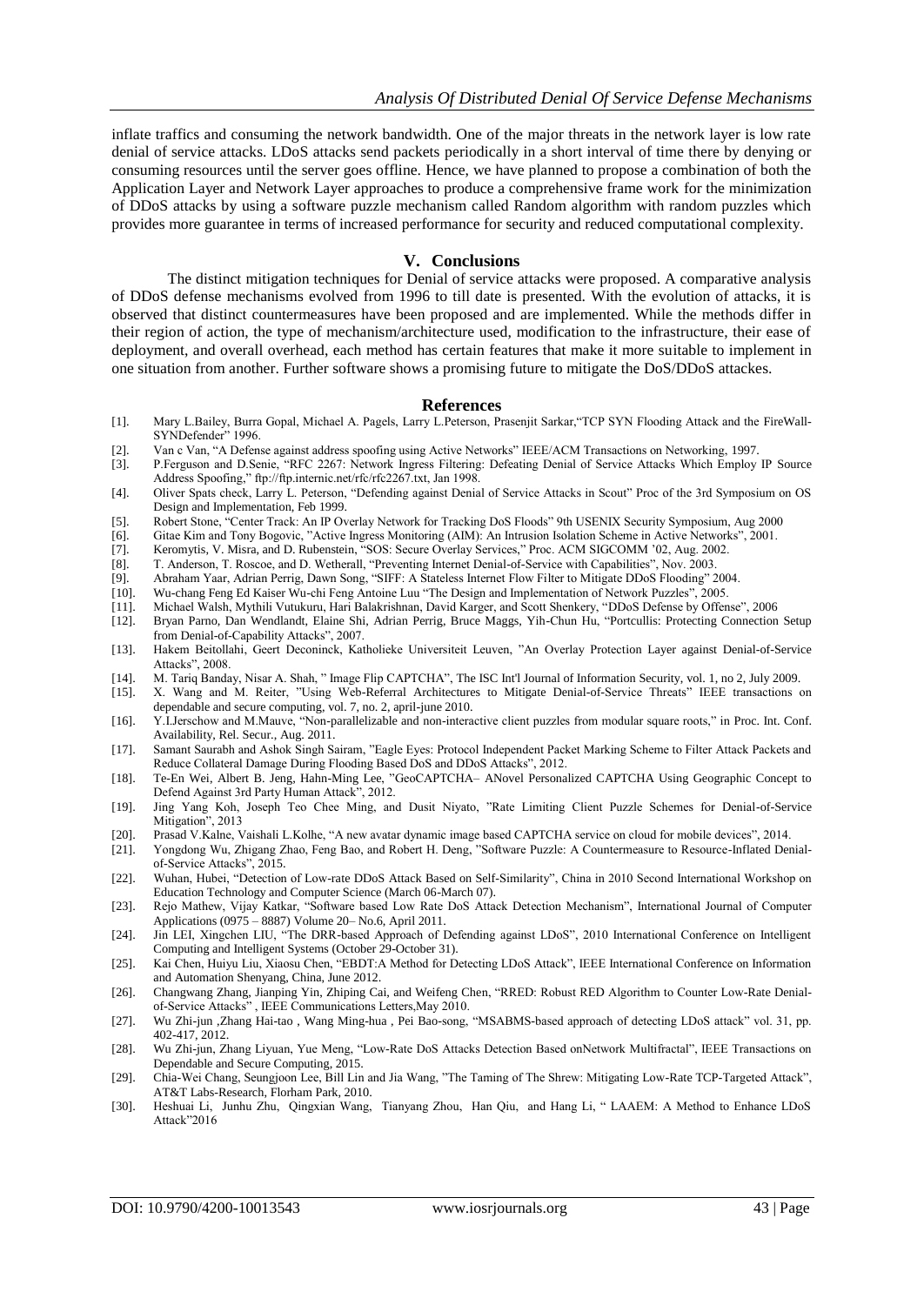inflate traffics and consuming the network bandwidth. One of the major threats in the network layer is low rate denial of service attacks. LDoS attacks send packets periodically in a short interval of time there by denying or consuming resources until the server goes offline. Hence, we have planned to propose a combination of both the Application Layer and Network Layer approaches to produce a comprehensive frame work for the minimization of DDoS attacks by using a software puzzle mechanism called Random algorithm with random puzzles which provides more guarantee in terms of increased performance for security and reduced computational complexity.

## V. Conclusions

The distinct mitigation techniques for Denial of service attacks were proposed. A comparative analysis of DDoS defense mechanisms evolved from 1996 to till date is presented. With the evolution of attacks, it is observed that distinct countermeasures have been proposed and are implemented. While the methods differ in their region of action, the type of mechanism/architecture used, modification to the infrastructure, their ease of deployment, and overall overhead, each method has certain features that make it more suitable to implement in one situation from another. Further software shows a promising future to mitigate the DoS/DDoS attackes.

## References

[1]. Mary L.Bailey, Burra Gopal, Michael A. Pagels, Larry L.Peterson, Prasenjit Sarkar,"TCP SYN Flooding Attack and the FireWall-SYNDefender" 1996.

[2]. Van c Van, "A Defense against address spoofing using Active Networks" IEEE/ACM Transactions on Networking, 1997.

[3]. P.Ferguson and D.Senie, "RFC 2267: Network Ingress Filtering: Defeating Denial of Service Attacks Which Employ IP Source Address Spoofing," ftp://ftp.internic.net/rfc/rfc2267.txt, Jan 1998.

[4]. Oliver Spats check, Larry L. Peterson, "Defending against Denial of Service Attacks in Scout" Proc of the 3rd Symposium on OS Design and Implementation, Feb 1999.

[5]. Robert Stone, "Center Track: An IP Overlay Network for Tracking DoS Floods" 9th USENIX Security Symposium, Aug 2000

[6]. Gitae Kim and Tony Bogovic, "Active Ingress Monitoring (AIM): An Intrusion Isolation Scheme in Active Networks", 2001.

[7]. Keromytis, V. Misra, and D. Rubenstein, "SOS: Secure Overlay Services," Proc. ACM SIGCOMM '02, Aug. 2002.

[8]. T. Anderson, T. Roscoe, and D. Wetherall, "Preventing Internet Denial-of-Service with Capabilities", Nov. 2003.

[9]. Abraham Yaar, Adrian Perrig, Dawn Song, "SIFF: A Stateless Internet Flow Filter to Mitigate DDoS Flooding" 2004.

[10]. Wu-chang Feng Ed Kaiser Wu-chi Feng Antoine Luu "The Design and Implementation of Network Puzzles", 2005.

[11]. Michael Walsh, Mythili Vutukuru, Hari Balakrishnan, David Karger, and Scott Shenkery, "DDoS Defense by Offense", 2006

[12]. Bryan Parno, Dan Wendlandt, Elaine Shi, Adrian Perrig, Bruce Maggs, Yih-Chun Hu, "Portcullis: Protecting Connection Setup from Denial-of-Capability Attacks", 2007.

[13]. Hakem Beitollahi, Geert Deconinck, Katholieke Universiteit Leuven, "An Overlay Protection Layer against Denial-of-Service Attacks", 2008.

[14]. M. Tariq Banday, Nisar A. Shah, " Image Flip CAPTCHA", The ISC Int'l Journal of Information Security, vol. 1, no 2, July 2009.

[15]. X. Wang and M. Reiter, "Using Web-Referral Architectures to Mitigate Denial-of-Service Threats" IEEE transactions on dependable and secure computing, vol. 7, no. 2, april-june 2010.

[16]. Y.I.Jerschow and M.Mauve, "Non-parallelizable and non-interactive client puzzles from modular square roots," in Proc. Int. Conf. Availability, Rel. Secur., Aug. 2011.

[17]. Samant Saurabh and Ashok Singh Sairam, "Eagle Eyes: Protocol Independent Packet Marking Scheme to Filter Attack Packets and Reduce Collateral Damage During Flooding Based DoS and DDoS Attacks", 2012.

[18]. Te-En Wei, Albert B. Jeng, Hahn-Ming Lee, "GeoCAPTCHA– ANovel Personalized CAPTCHA Using Geographic Concept to Defend Against 3rd Party Human Attack", 2012.

[19]. Jing Yang Koh, Joseph Teo Chee Ming, and Dusit Niyato, "Rate Limiting Client Puzzle Schemes for Denial-of-Service Mitigation", 2013

[20]. Prasad V.Kalne, Vaishali L.Kolhe, "A new avatar dynamic image based CAPTCHA service on cloud for mobile devices", 2014.

[21]. Yongdong Wu, Zhigang Zhao, Feng Bao, and Robert H. Deng, "Software Puzzle: A Countermeasure to Resource-Inflated Denial-of-Service Attacks", 2015.

[22]. Wuhan, Hubei, "Detection of Low-rate DDoS Attack Based on Self-Similarity", China in 2010 Second International Workshop on Education Technology and Computer Science (March 06-March 07).

[23]. Rejo Mathew, Vijay Katkar, "Software based Low Rate DoS Attack Detection Mechanism", International Journal of Computer Applications (0975 – 8887) Volume 20– No.6, April 2011.

[24]. Jin LEI, Xingchen LIU, "The DRR-based Approach of Defending against LDoS", 2010 International Conference on Intelligent Computing and Intelligent Systems (October 29-October 31).

[25]. Kai Chen, Huiyu Liu, Xiaosu Chen, "EBDT:A Method for Detecting LDoS Attack", IEEE International Conference on Information and Automation Shenyang, China, June 2012.

[26]. Changwang Zhang, Jianping Yin, Zhiping Cai, and Weifeng Chen, "RRED: Robust RED Algorithm to Counter Low-Rate Denial-of-Service Attacks" , IEEE Communications Letters,May 2010.

[27]. Wu Zhi-jun ,Zhang Hai-tao , Wang Ming-hua , Pei Bao-song, "MSABMS-based approach of detecting LDoS attack" vol. 31, pp. 402-417, 2012.

[28]. Wu Zhi-jun, Zhang Liyuan, Yue Meng, "Low-Rate DoS Attacks Detection Based onNetwork Multifractal", IEEE Transactions on Dependable and Secure Computing, 2015.

[29]. Chia-Wei Chang, Seungjoon Lee, Bill Lin and Jia Wang, "The Taming of The Shrew: Mitigating Low-Rate TCP-Targeted Attack", AT&T Labs-Research, Florham Park, 2010.

[30]. Heshuai Li, Junhu Zhu, Qingxian Wang, Tianyang Zhou, Han Qiu, and Hang Li, " LAAEM: A Method to Enhance LDoS Attack"2016